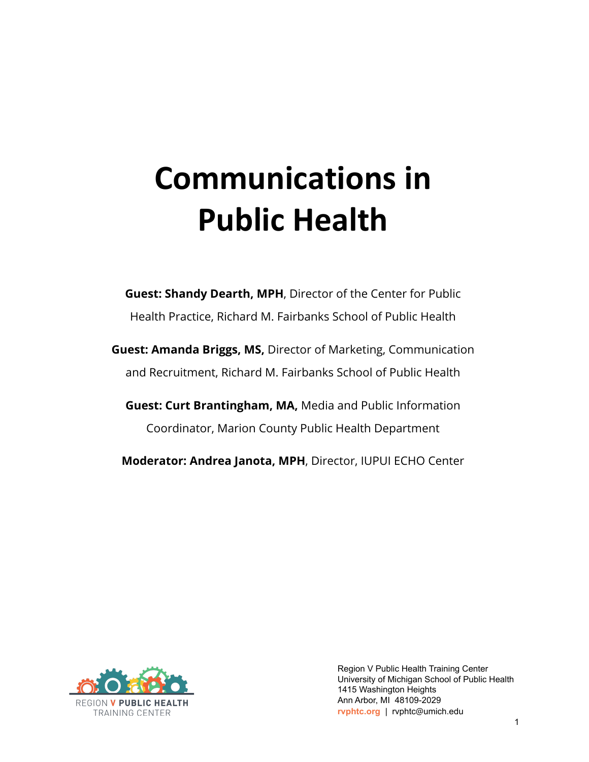# Communications in Public Health

**Guest: Shandy Dearth, MPH**, Director of the Center for Public Health Practice, Richard M. Fairbanks School of Public Health

**Guest: Amanda Briggs, MS,** Director of Marketing, Communication and Recruitment, Richard M. Fairbanks School of Public Health

**Guest: Curt Brantingham, MA,** Media and Public Information Coordinator, Marion County Public Health Department

**Moderator: Andrea Janota, MPH**, Director, IUPUI ECHO Center

REGION V PUBLIC HEALTH TRAINING CENTER

Region V Public Health Training Center
University of Michigan School of Public Health
1415 Washington Heights
Ann Arbor, MI 48109-2029
rvphtc.org | rvphtc@umich.edu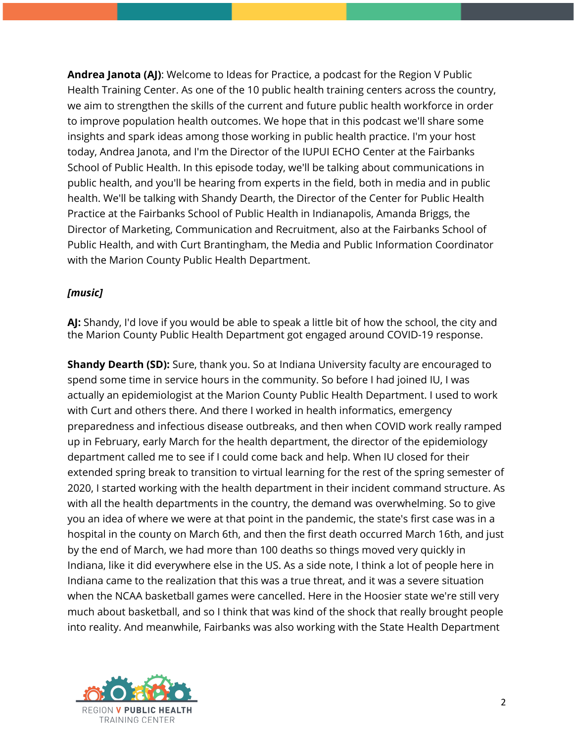**Andrea Janota (AJ)**: Welcome to Ideas for Practice, a podcast for the Region V Public Health Training Center. As one of the 10 public health training centers across the country, we aim to strengthen the skills of the current and future public health workforce in order to improve population health outcomes. We hope that in this podcast we'll share some insights and spark ideas among those working in public health practice. I'm your host today, Andrea Janota, and I'm the Director of the IUPUI ECHO Center at the Fairbanks School of Public Health. In this episode today, we'll be talking about communications in public health, and you'll be hearing from experts in the field, both in media and in public health. We'll be talking with Shandy Dearth, the Director of the Center for Public Health Practice at the Fairbanks School of Public Health in Indianapolis, Amanda Briggs, the Director of Marketing, Communication and Recruitment, also at the Fairbanks School of Public Health, and with Curt Brantingham, the Media and Public Information Coordinator with the Marion County Public Health Department.

***[music]***

**AJ:** Shandy, I'd love if you would be able to speak a little bit of how the school, the city and the Marion County Public Health Department got engaged around COVID-19 response.

**Shandy Dearth (SD):** Sure, thank you. So at Indiana University faculty are encouraged to spend some time in service hours in the community. So before I had joined IU, I was actually an epidemiologist at the Marion County Public Health Department. I used to work with Curt and others there. And there I worked in health informatics, emergency preparedness and infectious disease outbreaks, and then when COVID work really ramped up in February, early March for the health department, the director of the epidemiology department called me to see if I could come back and help. When IU closed for their extended spring break to transition to virtual learning for the rest of the spring semester of 2020, I started working with the health department in their incident command structure. As with all the health departments in the country, the demand was overwhelming. So to give you an idea of where we were at that point in the pandemic, the state's first case was in a hospital in the county on March 6th, and then the first death occurred March 16th, and just by the end of March, we had more than 100 deaths so things moved very quickly in Indiana, like it did everywhere else in the US. As a side note, I think a lot of people here in Indiana came to the realization that this was a true threat, and it was a severe situation when the NCAA basketball games were cancelled. Here in the Hoosier state we're still very much about basketball, and so I think that was kind of the shock that really brought people into reality. And meanwhile, Fairbanks was also working with the State Health Department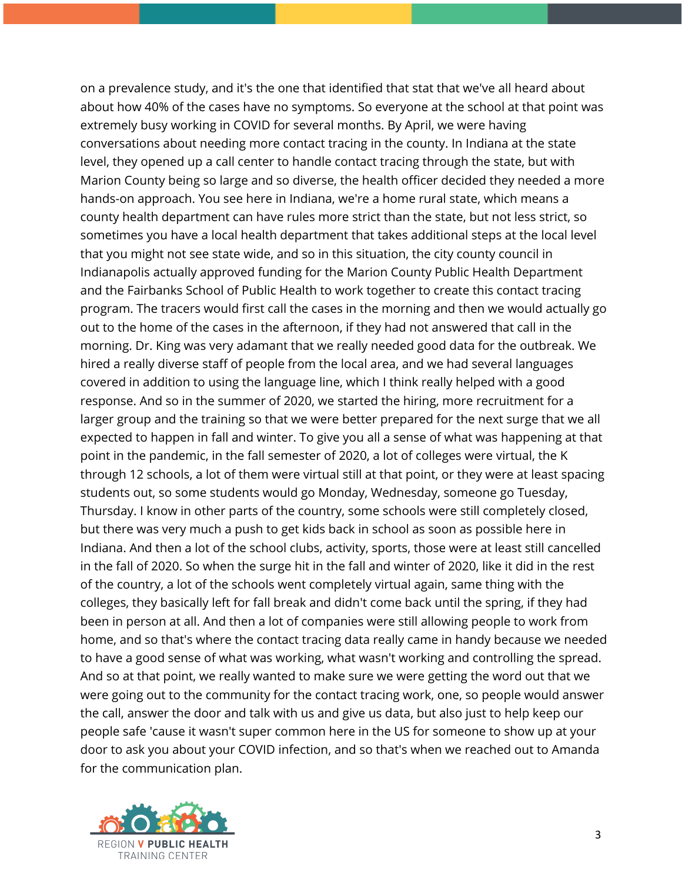on a prevalence study, and it's the one that identified that stat that we've all heard about about how 40% of the cases have no symptoms. So everyone at the school at that point was extremely busy working in COVID for several months. By April, we were having conversations about needing more contact tracing in the county. In Indiana at the state level, they opened up a call center to handle contact tracing through the state, but with Marion County being so large and so diverse, the health officer decided they needed a more hands-on approach. You see here in Indiana, we're a home rural state, which means a county health department can have rules more strict than the state, but not less strict, so sometimes you have a local health department that takes additional steps at the local level that you might not see state wide, and so in this situation, the city county council in Indianapolis actually approved funding for the Marion County Public Health Department and the Fairbanks School of Public Health to work together to create this contact tracing program. The tracers would first call the cases in the morning and then we would actually go out to the home of the cases in the afternoon, if they had not answered that call in the morning. Dr. King was very adamant that we really needed good data for the outbreak. We hired a really diverse staff of people from the local area, and we had several languages covered in addition to using the language line, which I think really helped with a good response. And so in the summer of 2020, we started the hiring, more recruitment for a larger group and the training so that we were better prepared for the next surge that we all expected to happen in fall and winter. To give you all a sense of what was happening at that point in the pandemic, in the fall semester of 2020, a lot of colleges were virtual, the K through 12 schools, a lot of them were virtual still at that point, or they were at least spacing students out, so some students would go Monday, Wednesday, someone go Tuesday, Thursday. I know in other parts of the country, some schools were still completely closed, but there was very much a push to get kids back in school as soon as possible here in Indiana. And then a lot of the school clubs, activity, sports, those were at least still cancelled in the fall of 2020. So when the surge hit in the fall and winter of 2020, like it did in the rest of the country, a lot of the schools went completely virtual again, same thing with the colleges, they basically left for fall break and didn't come back until the spring, if they had been in person at all. And then a lot of companies were still allowing people to work from home, and so that's where the contact tracing data really came in handy because we needed to have a good sense of what was working, what wasn't working and controlling the spread. And so at that point, we really wanted to make sure we were getting the word out that we were going out to the community for the contact tracing work, one, so people would answer the call, answer the door and talk with us and give us data, but also just to help keep our people safe 'cause it wasn't super common here in the US for someone to show up at your door to ask you about your COVID infection, and so that's when we reached out to Amanda for the communication plan.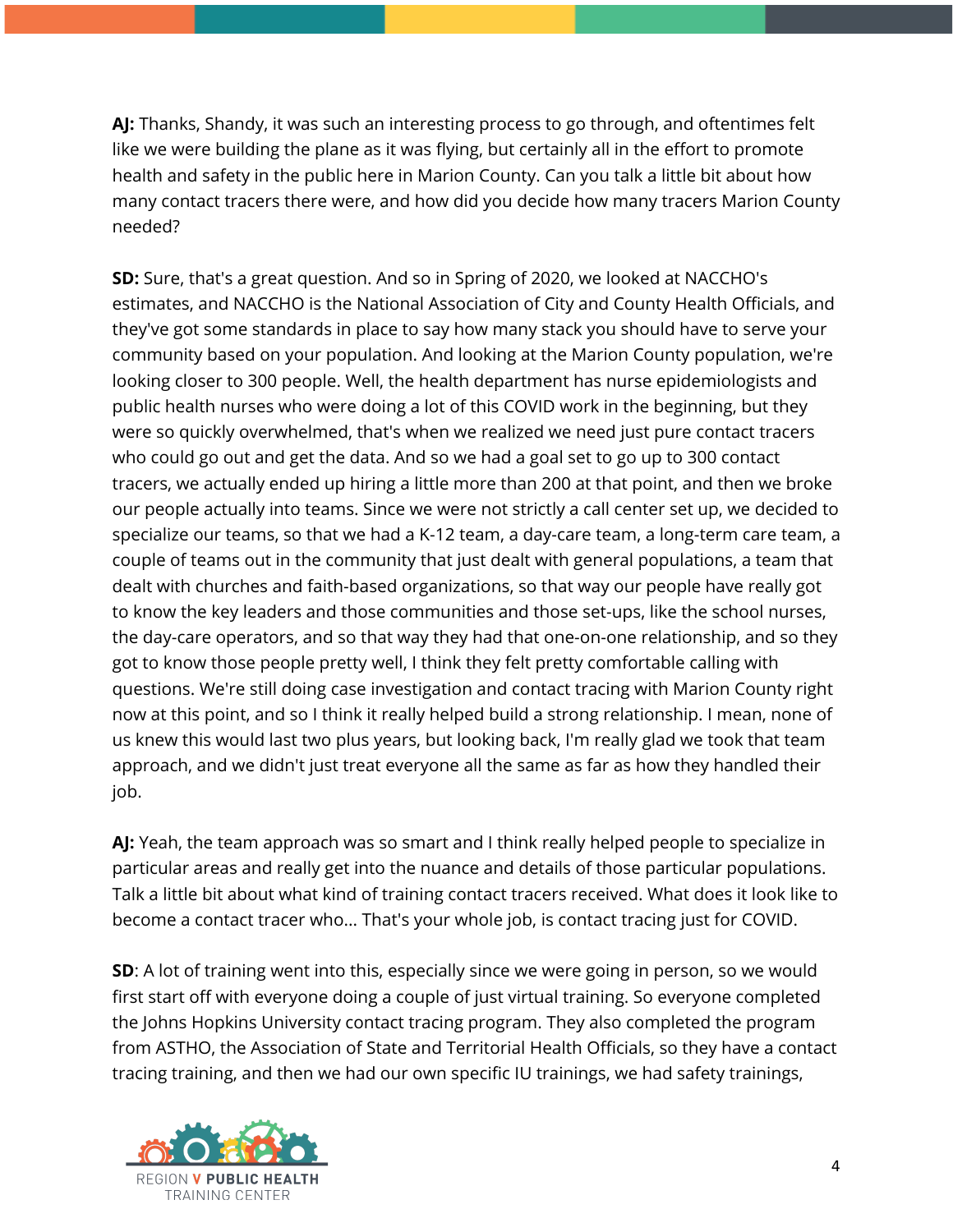**AJ:** Thanks, Shandy, it was such an interesting process to go through, and oftentimes felt like we were building the plane as it was flying, but certainly all in the effort to promote health and safety in the public here in Marion County. Can you talk a little bit about how many contact tracers there were, and how did you decide how many tracers Marion County needed?

**SD:** Sure, that's a great question. And so in Spring of 2020, we looked at NACCHO's estimates, and NACCHO is the National Association of City and County Health Officials, and they've got some standards in place to say how many stack you should have to serve your community based on your population. And looking at the Marion County population, we're looking closer to 300 people. Well, the health department has nurse epidemiologists and public health nurses who were doing a lot of this COVID work in the beginning, but they were so quickly overwhelmed, that's when we realized we need just pure contact tracers who could go out and get the data. And so we had a goal set to go up to 300 contact tracers, we actually ended up hiring a little more than 200 at that point, and then we broke our people actually into teams. Since we were not strictly a call center set up, we decided to specialize our teams, so that we had a K-12 team, a day-care team, a long-term care team, a couple of teams out in the community that just dealt with general populations, a team that dealt with churches and faith-based organizations, so that way our people have really got to know the key leaders and those communities and those set-ups, like the school nurses, the day-care operators, and so that way they had that one-on-one relationship, and so they got to know those people pretty well, I think they felt pretty comfortable calling with questions. We're still doing case investigation and contact tracing with Marion County right now at this point, and so I think it really helped build a strong relationship. I mean, none of us knew this would last two plus years, but looking back, I'm really glad we took that team approach, and we didn't just treat everyone all the same as far as how they handled their job.

**AJ:** Yeah, the team approach was so smart and I think really helped people to specialize in particular areas and really get into the nuance and details of those particular populations. Talk a little bit about what kind of training contact tracers received. What does it look like to become a contact tracer who... That's your whole job, is contact tracing just for COVID.

**SD**: A lot of training went into this, especially since we were going in person, so we would first start off with everyone doing a couple of just virtual training. So everyone completed the Johns Hopkins University contact tracing program. They also completed the program from ASTHO, the Association of State and Territorial Health Officials, so they have a contact tracing training, and then we had our own specific IU trainings, we had safety trainings,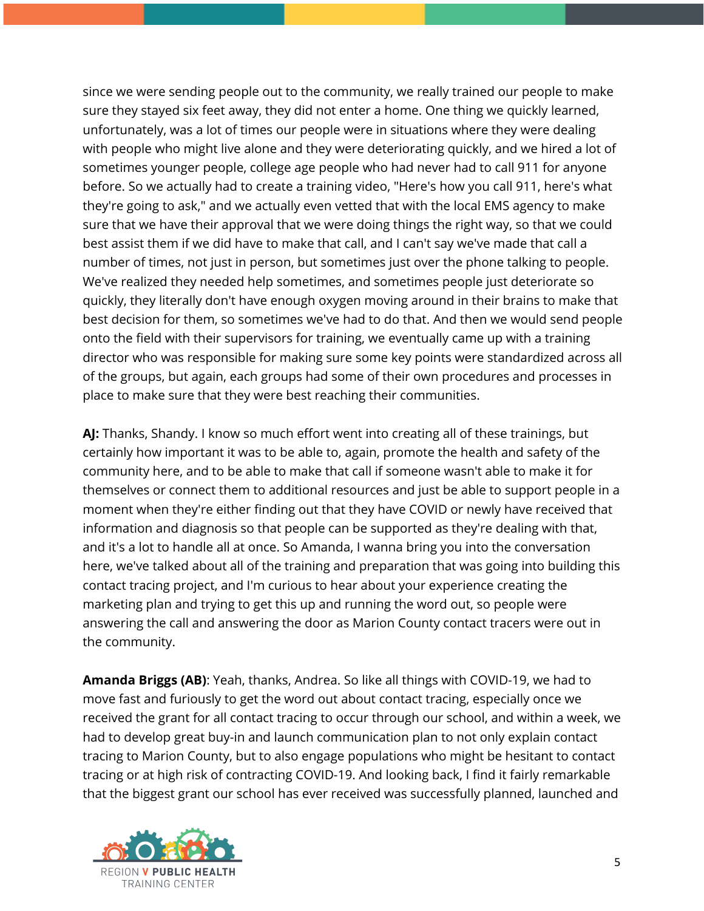since we were sending people out to the community, we really trained our people to make sure they stayed six feet away, they did not enter a home. One thing we quickly learned, unfortunately, was a lot of times our people were in situations where they were dealing with people who might live alone and they were deteriorating quickly, and we hired a lot of sometimes younger people, college age people who had never had to call 911 for anyone before. So we actually had to create a training video, "Here's how you call 911, here's what they're going to ask," and we actually even vetted that with the local EMS agency to make sure that we have their approval that we were doing things the right way, so that we could best assist them if we did have to make that call, and I can't say we've made that call a number of times, not just in person, but sometimes just over the phone talking to people. We've realized they needed help sometimes, and sometimes people just deteriorate so quickly, they literally don't have enough oxygen moving around in their brains to make that best decision for them, so sometimes we've had to do that. And then we would send people onto the field with their supervisors for training, we eventually came up with a training director who was responsible for making sure some key points were standardized across all of the groups, but again, each groups had some of their own procedures and processes in place to make sure that they were best reaching their communities.

**AJ:** Thanks, Shandy. I know so much effort went into creating all of these trainings, but certainly how important it was to be able to, again, promote the health and safety of the community here, and to be able to make that call if someone wasn't able to make it for themselves or connect them to additional resources and just be able to support people in a moment when they're either finding out that they have COVID or newly have received that information and diagnosis so that people can be supported as they're dealing with that, and it's a lot to handle all at once. So Amanda, I wanna bring you into the conversation here, we've talked about all of the training and preparation that was going into building this contact tracing project, and I'm curious to hear about your experience creating the marketing plan and trying to get this up and running the word out, so people were answering the call and answering the door as Marion County contact tracers were out in the community.

**Amanda Briggs (AB)**: Yeah, thanks, Andrea. So like all things with COVID-19, we had to move fast and furiously to get the word out about contact tracing, especially once we received the grant for all contact tracing to occur through our school, and within a week, we had to develop great buy-in and launch communication plan to not only explain contact tracing to Marion County, but to also engage populations who might be hesitant to contact tracing or at high risk of contracting COVID-19. And looking back, I find it fairly remarkable that the biggest grant our school has ever received was successfully planned, launched and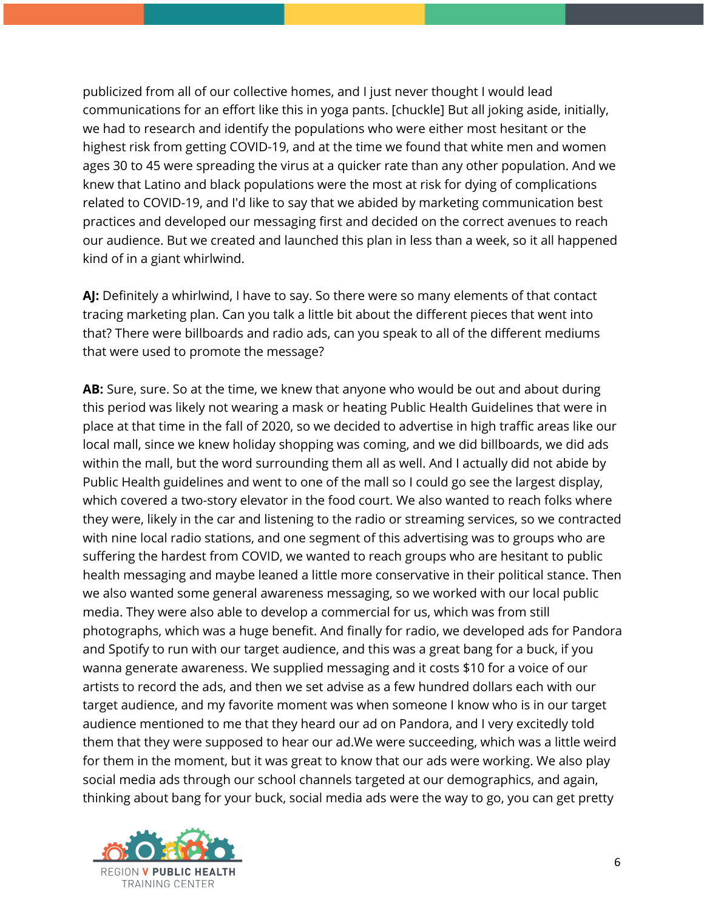publicized from all of our collective homes, and I just never thought I would lead communications for an effort like this in yoga pants. [chuckle] But all joking aside, initially, we had to research and identify the populations who were either most hesitant or the highest risk from getting COVID-19, and at the time we found that white men and women ages 30 to 45 were spreading the virus at a quicker rate than any other population. And we knew that Latino and black populations were the most at risk for dying of complications related to COVID-19, and I'd like to say that we abided by marketing communication best practices and developed our messaging first and decided on the correct avenues to reach our audience. But we created and launched this plan in less than a week, so it all happened kind of in a giant whirlwind.

**AJ:** Definitely a whirlwind, I have to say. So there were so many elements of that contact tracing marketing plan. Can you talk a little bit about the different pieces that went into that? There were billboards and radio ads, can you speak to all of the different mediums that were used to promote the message?

**AB:** Sure, sure. So at the time, we knew that anyone who would be out and about during this period was likely not wearing a mask or heating Public Health Guidelines that were in place at that time in the fall of 2020, so we decided to advertise in high traffic areas like our local mall, since we knew holiday shopping was coming, and we did billboards, we did ads within the mall, but the word surrounding them all as well. And I actually did not abide by Public Health guidelines and went to one of the mall so I could go see the largest display, which covered a two-story elevator in the food court. We also wanted to reach folks where they were, likely in the car and listening to the radio or streaming services, so we contracted with nine local radio stations, and one segment of this advertising was to groups who are suffering the hardest from COVID, we wanted to reach groups who are hesitant to public health messaging and maybe leaned a little more conservative in their political stance. Then we also wanted some general awareness messaging, so we worked with our local public media. They were also able to develop a commercial for us, which was from still photographs, which was a huge benefit. And finally for radio, we developed ads for Pandora and Spotify to run with our target audience, and this was a great bang for a buck, if you wanna generate awareness. We supplied messaging and it costs $10 for a voice of our artists to record the ads, and then we set advise as a few hundred dollars each with our target audience, and my favorite moment was when someone I know who is in our target audience mentioned to me that they heard our ad on Pandora, and I very excitedly told them that they were supposed to hear our ad.We were succeeding, which was a little weird for them in the moment, but it was great to know that our ads were working. We also play social media ads through our school channels targeted at our demographics, and again, thinking about bang for your buck, social media ads were the way to go, you can get pretty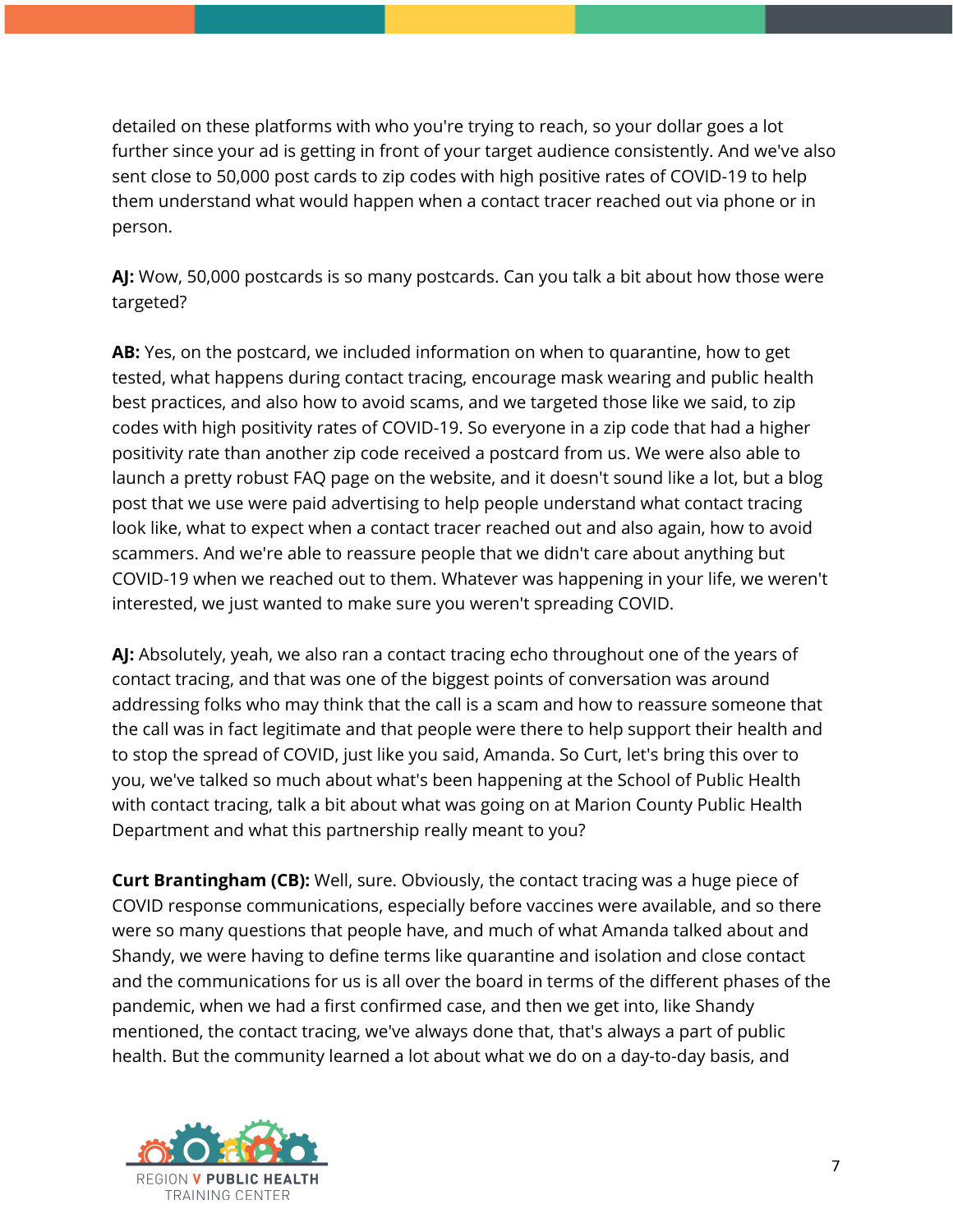detailed on these platforms with who you're trying to reach, so your dollar goes a lot further since your ad is getting in front of your target audience consistently. And we've also sent close to 50,000 post cards to zip codes with high positive rates of COVID-19 to help them understand what would happen when a contact tracer reached out via phone or in person.

**AJ:** Wow, 50,000 postcards is so many postcards. Can you talk a bit about how those were targeted?

**AB:** Yes, on the postcard, we included information on when to quarantine, how to get tested, what happens during contact tracing, encourage mask wearing and public health best practices, and also how to avoid scams, and we targeted those like we said, to zip codes with high positivity rates of COVID-19. So everyone in a zip code that had a higher positivity rate than another zip code received a postcard from us. We were also able to launch a pretty robust FAQ page on the website, and it doesn't sound like a lot, but a blog post that we use were paid advertising to help people understand what contact tracing look like, what to expect when a contact tracer reached out and also again, how to avoid scammers. And we're able to reassure people that we didn't care about anything but COVID-19 when we reached out to them. Whatever was happening in your life, we weren't interested, we just wanted to make sure you weren't spreading COVID.

**AJ:** Absolutely, yeah, we also ran a contact tracing echo throughout one of the years of contact tracing, and that was one of the biggest points of conversation was around addressing folks who may think that the call is a scam and how to reassure someone that the call was in fact legitimate and that people were there to help support their health and to stop the spread of COVID, just like you said, Amanda. So Curt, let's bring this over to you, we've talked so much about what's been happening at the School of Public Health with contact tracing, talk a bit about what was going on at Marion County Public Health Department and what this partnership really meant to you?

**Curt Brantingham (CB):** Well, sure. Obviously, the contact tracing was a huge piece of COVID response communications, especially before vaccines were available, and so there were so many questions that people have, and much of what Amanda talked about and Shandy, we were having to define terms like quarantine and isolation and close contact and the communications for us is all over the board in terms of the different phases of the pandemic, when we had a first confirmed case, and then we get into, like Shandy mentioned, the contact tracing, we've always done that, that's always a part of public health. But the community learned a lot about what we do on a day-to-day basis, and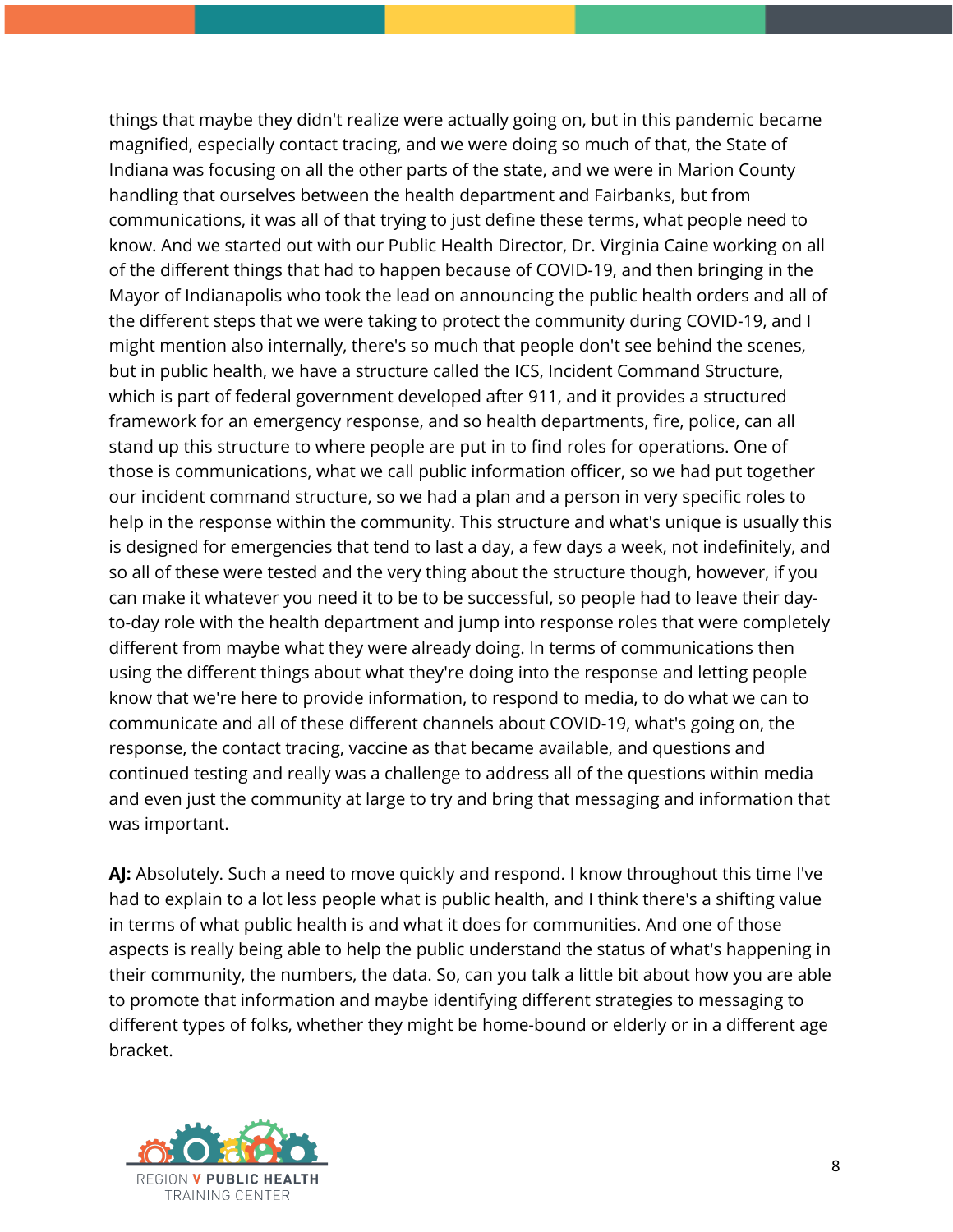things that maybe they didn't realize were actually going on, but in this pandemic became magnified, especially contact tracing, and we were doing so much of that, the State of Indiana was focusing on all the other parts of the state, and we were in Marion County handling that ourselves between the health department and Fairbanks, but from communications, it was all of that trying to just define these terms, what people need to know. And we started out with our Public Health Director, Dr. Virginia Caine working on all of the different things that had to happen because of COVID-19, and then bringing in the Mayor of Indianapolis who took the lead on announcing the public health orders and all of the different steps that we were taking to protect the community during COVID-19, and I might mention also internally, there's so much that people don't see behind the scenes, but in public health, we have a structure called the ICS, Incident Command Structure, which is part of federal government developed after 911, and it provides a structured framework for an emergency response, and so health departments, fire, police, can all stand up this structure to where people are put in to find roles for operations. One of those is communications, what we call public information officer, so we had put together our incident command structure, so we had a plan and a person in very specific roles to help in the response within the community. This structure and what's unique is usually this is designed for emergencies that tend to last a day, a few days a week, not indefinitely, and so all of these were tested and the very thing about the structure though, however, if you can make it whatever you need it to be to be successful, so people had to leave their day-to-day role with the health department and jump into response roles that were completely different from maybe what they were already doing. In terms of communications then using the different things about what they're doing into the response and letting people know that we're here to provide information, to respond to media, to do what we can to communicate and all of these different channels about COVID-19, what's going on, the response, the contact tracing, vaccine as that became available, and questions and continued testing and really was a challenge to address all of the questions within media and even just the community at large to try and bring that messaging and information that was important.

**AJ:** Absolutely. Such a need to move quickly and respond. I know throughout this time I've had to explain to a lot less people what is public health, and I think there's a shifting value in terms of what public health is and what it does for communities. And one of those aspects is really being able to help the public understand the status of what's happening in their community, the numbers, the data. So, can you talk a little bit about how you are able to promote that information and maybe identifying different strategies to messaging to different types of folks, whether they might be home-bound or elderly or in a different age bracket.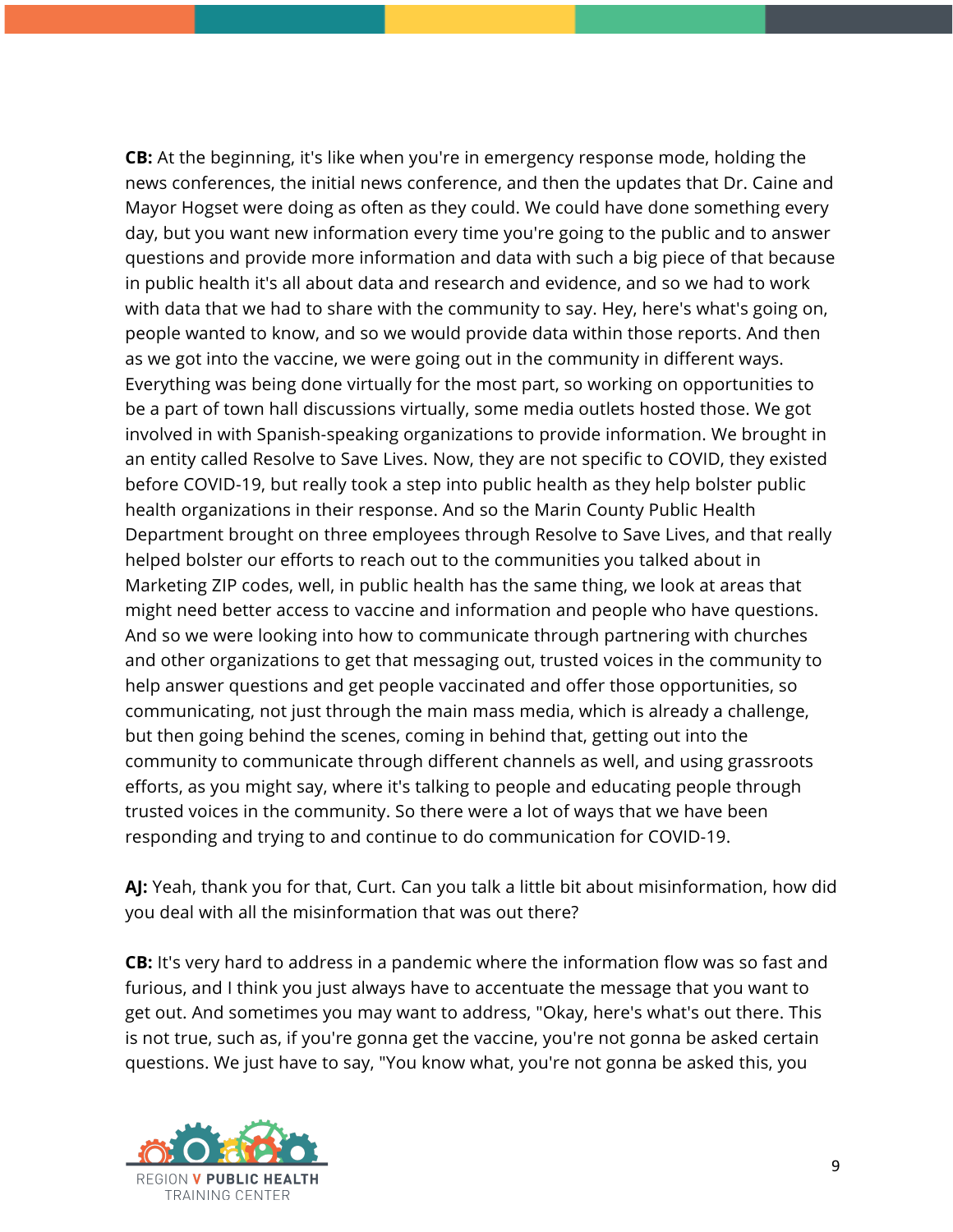**CB:** At the beginning, it's like when you're in emergency response mode, holding the news conferences, the initial news conference, and then the updates that Dr. Caine and Mayor Hogset were doing as often as they could. We could have done something every day, but you want new information every time you're going to the public and to answer questions and provide more information and data with such a big piece of that because in public health it's all about data and research and evidence, and so we had to work with data that we had to share with the community to say. Hey, here's what's going on, people wanted to know, and so we would provide data within those reports. And then as we got into the vaccine, we were going out in the community in different ways. Everything was being done virtually for the most part, so working on opportunities to be a part of town hall discussions virtually, some media outlets hosted those. We got involved in with Spanish-speaking organizations to provide information. We brought in an entity called Resolve to Save Lives. Now, they are not specific to COVID, they existed before COVID-19, but really took a step into public health as they help bolster public health organizations in their response. And so the Marin County Public Health Department brought on three employees through Resolve to Save Lives, and that really helped bolster our efforts to reach out to the communities you talked about in Marketing ZIP codes, well, in public health has the same thing, we look at areas that might need better access to vaccine and information and people who have questions. And so we were looking into how to communicate through partnering with churches and other organizations to get that messaging out, trusted voices in the community to help answer questions and get people vaccinated and offer those opportunities, so communicating, not just through the main mass media, which is already a challenge, but then going behind the scenes, coming in behind that, getting out into the community to communicate through different channels as well, and using grassroots efforts, as you might say, where it's talking to people and educating people through trusted voices in the community. So there were a lot of ways that we have been responding and trying to and continue to do communication for COVID-19.

**AJ:** Yeah, thank you for that, Curt. Can you talk a little bit about misinformation, how did you deal with all the misinformation that was out there?

**CB:** It's very hard to address in a pandemic where the information flow was so fast and furious, and I think you just always have to accentuate the message that you want to get out. And sometimes you may want to address, "Okay, here's what's out there. This is not true, such as, if you're gonna get the vaccine, you're not gonna be asked certain questions. We just have to say, "You know what, you're not gonna be asked this, you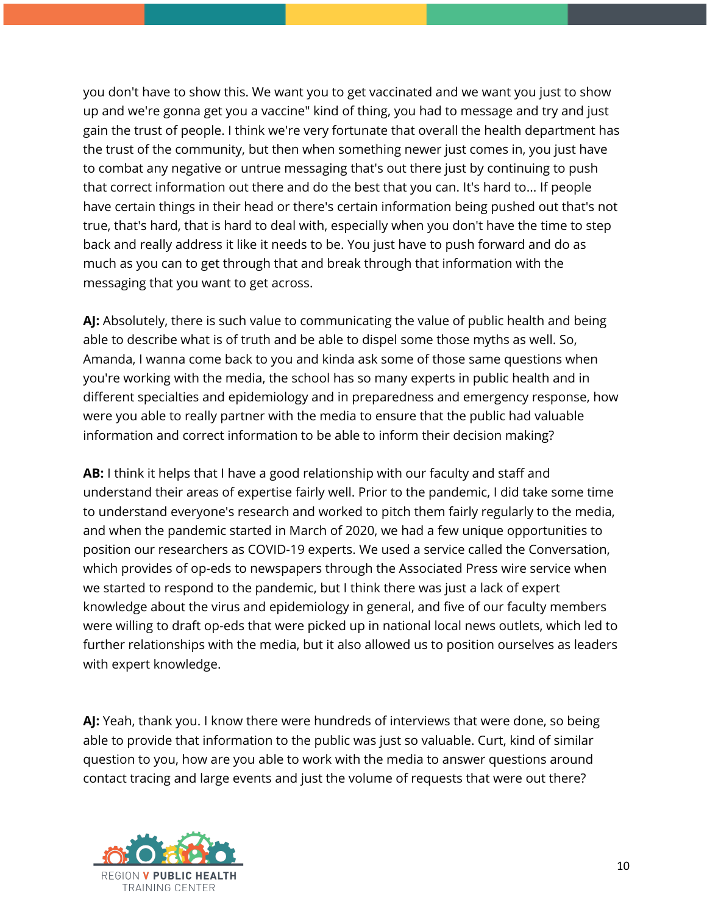you don't have to show this. We want you to get vaccinated and we want you just to show up and we're gonna get you a vaccine" kind of thing, you had to message and try and just gain the trust of people. I think we're very fortunate that overall the health department has the trust of the community, but then when something newer just comes in, you just have to combat any negative or untrue messaging that's out there just by continuing to push that correct information out there and do the best that you can. It's hard to... If people have certain things in their head or there's certain information being pushed out that's not true, that's hard, that is hard to deal with, especially when you don't have the time to step back and really address it like it needs to be. You just have to push forward and do as much as you can to get through that and break through that information with the messaging that you want to get across.

**AJ:** Absolutely, there is such value to communicating the value of public health and being able to describe what is of truth and be able to dispel some those myths as well. So, Amanda, I wanna come back to you and kinda ask some of those same questions when you're working with the media, the school has so many experts in public health and in different specialties and epidemiology and in preparedness and emergency response, how were you able to really partner with the media to ensure that the public had valuable information and correct information to be able to inform their decision making?

**AB:** I think it helps that I have a good relationship with our faculty and staff and understand their areas of expertise fairly well. Prior to the pandemic, I did take some time to understand everyone's research and worked to pitch them fairly regularly to the media, and when the pandemic started in March of 2020, we had a few unique opportunities to position our researchers as COVID-19 experts. We used a service called the Conversation, which provides of op-eds to newspapers through the Associated Press wire service when we started to respond to the pandemic, but I think there was just a lack of expert knowledge about the virus and epidemiology in general, and five of our faculty members were willing to draft op-eds that were picked up in national local news outlets, which led to further relationships with the media, but it also allowed us to position ourselves as leaders with expert knowledge.

**AJ:** Yeah, thank you. I know there were hundreds of interviews that were done, so being able to provide that information to the public was just so valuable. Curt, kind of similar question to you, how are you able to work with the media to answer questions around contact tracing and large events and just the volume of requests that were out there?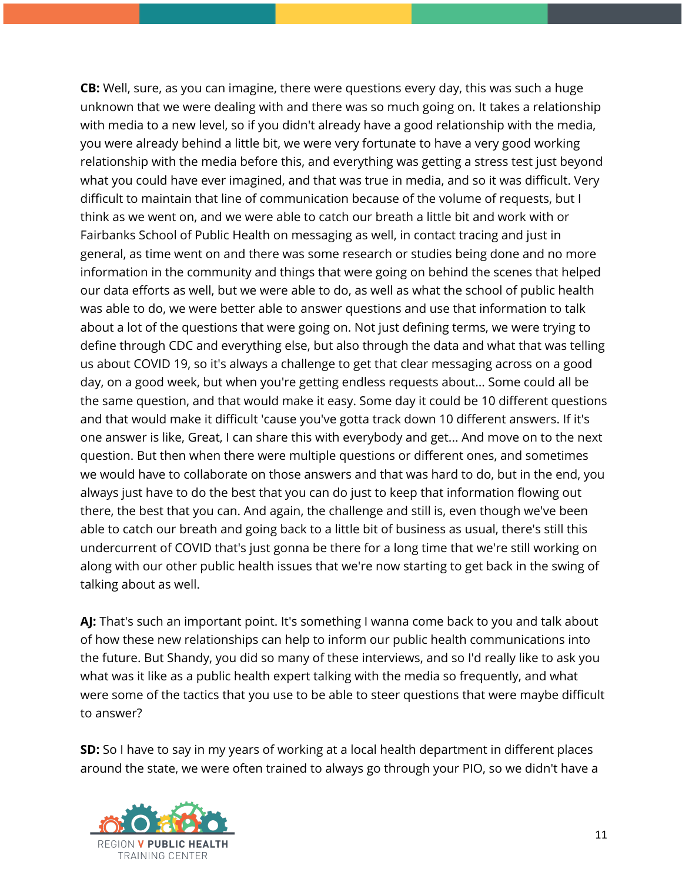**CB:** Well, sure, as you can imagine, there were questions every day, this was such a huge unknown that we were dealing with and there was so much going on. It takes a relationship with media to a new level, so if you didn't already have a good relationship with the media, you were already behind a little bit, we were very fortunate to have a very good working relationship with the media before this, and everything was getting a stress test just beyond what you could have ever imagined, and that was true in media, and so it was difficult. Very difficult to maintain that line of communication because of the volume of requests, but I think as we went on, and we were able to catch our breath a little bit and work with or Fairbanks School of Public Health on messaging as well, in contact tracing and just in general, as time went on and there was some research or studies being done and no more information in the community and things that were going on behind the scenes that helped our data efforts as well, but we were able to do, as well as what the school of public health was able to do, we were better able to answer questions and use that information to talk about a lot of the questions that were going on. Not just defining terms, we were trying to define through CDC and everything else, but also through the data and what that was telling us about COVID 19, so it's always a challenge to get that clear messaging across on a good day, on a good week, but when you're getting endless requests about... Some could all be the same question, and that would make it easy. Some day it could be 10 different questions and that would make it difficult 'cause you've gotta track down 10 different answers. If it's one answer is like, Great, I can share this with everybody and get... And move on to the next question. But then when there were multiple questions or different ones, and sometimes we would have to collaborate on those answers and that was hard to do, but in the end, you always just have to do the best that you can do just to keep that information flowing out there, the best that you can. And again, the challenge and still is, even though we've been able to catch our breath and going back to a little bit of business as usual, there's still this undercurrent of COVID that's just gonna be there for a long time that we're still working on along with our other public health issues that we're now starting to get back in the swing of talking about as well.

**AJ:** That's such an important point. It's something I wanna come back to you and talk about of how these new relationships can help to inform our public health communications into the future. But Shandy, you did so many of these interviews, and so I'd really like to ask you what was it like as a public health expert talking with the media so frequently, and what were some of the tactics that you use to be able to steer questions that were maybe difficult to answer?

**SD:** So I have to say in my years of working at a local health department in different places around the state, we were often trained to always go through your PIO, so we didn't have a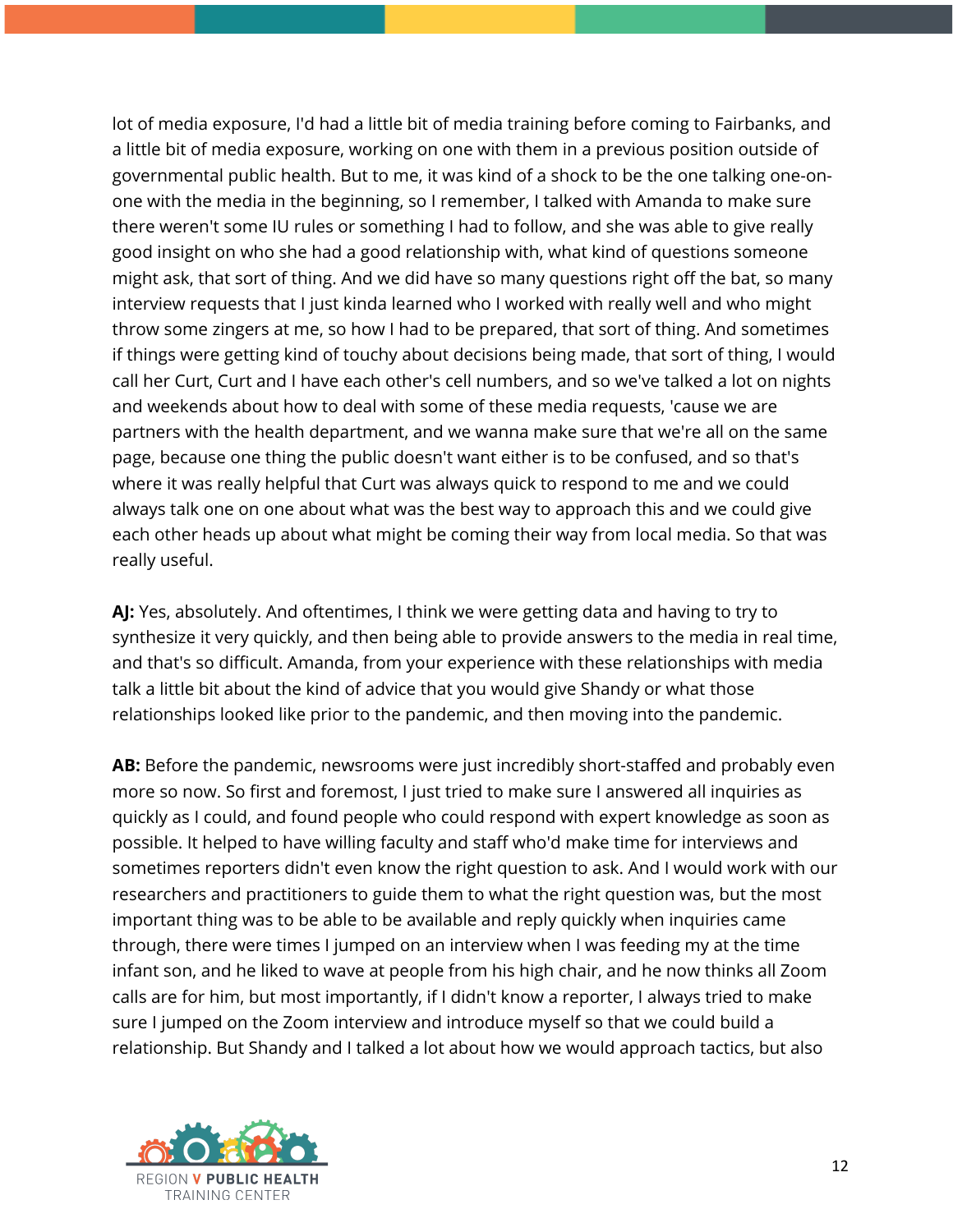lot of media exposure, I'd had a little bit of media training before coming to Fairbanks, and a little bit of media exposure, working on one with them in a previous position outside of governmental public health. But to me, it was kind of a shock to be the one talking one-on-one with the media in the beginning, so I remember, I talked with Amanda to make sure there weren't some IU rules or something I had to follow, and she was able to give really good insight on who she had a good relationship with, what kind of questions someone might ask, that sort of thing. And we did have so many questions right off the bat, so many interview requests that I just kinda learned who I worked with really well and who might throw some zingers at me, so how I had to be prepared, that sort of thing. And sometimes if things were getting kind of touchy about decisions being made, that sort of thing, I would call her Curt, Curt and I have each other's cell numbers, and so we've talked a lot on nights and weekends about how to deal with some of these media requests, 'cause we are partners with the health department, and we wanna make sure that we're all on the same page, because one thing the public doesn't want either is to be confused, and so that's where it was really helpful that Curt was always quick to respond to me and we could always talk one on one about what was the best way to approach this and we could give each other heads up about what might be coming their way from local media. So that was really useful.

**AJ:** Yes, absolutely. And oftentimes, I think we were getting data and having to try to synthesize it very quickly, and then being able to provide answers to the media in real time, and that's so difficult. Amanda, from your experience with these relationships with media talk a little bit about the kind of advice that you would give Shandy or what those relationships looked like prior to the pandemic, and then moving into the pandemic.

**AB:** Before the pandemic, newsrooms were just incredibly short-staffed and probably even more so now. So first and foremost, I just tried to make sure I answered all inquiries as quickly as I could, and found people who could respond with expert knowledge as soon as possible. It helped to have willing faculty and staff who'd make time for interviews and sometimes reporters didn't even know the right question to ask. And I would work with our researchers and practitioners to guide them to what the right question was, but the most important thing was to be able to be available and reply quickly when inquiries came through, there were times I jumped on an interview when I was feeding my at the time infant son, and he liked to wave at people from his high chair, and he now thinks all Zoom calls are for him, but most importantly, if I didn't know a reporter, I always tried to make sure I jumped on the Zoom interview and introduce myself so that we could build a relationship. But Shandy and I talked a lot about how we would approach tactics, but also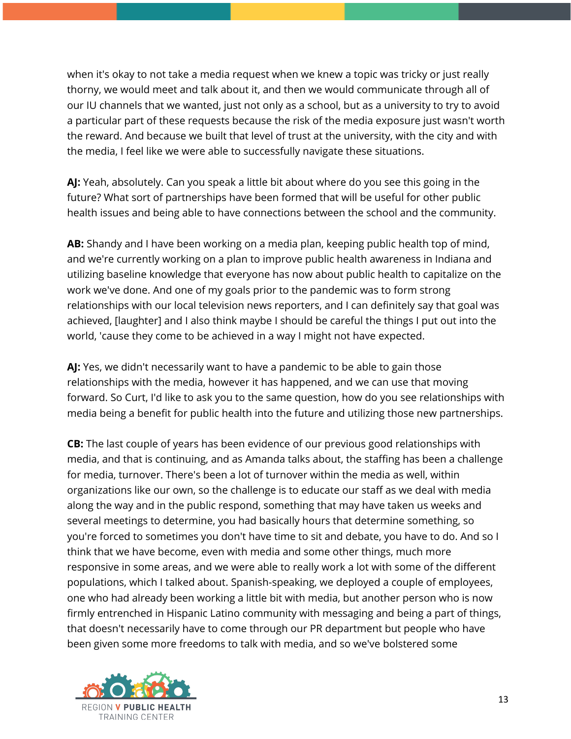when it's okay to not take a media request when we knew a topic was tricky or just really thorny, we would meet and talk about it, and then we would communicate through all of our IU channels that we wanted, just not only as a school, but as a university to try to avoid a particular part of these requests because the risk of the media exposure just wasn't worth the reward. And because we built that level of trust at the university, with the city and with the media, I feel like we were able to successfully navigate these situations.

**AJ:** Yeah, absolutely. Can you speak a little bit about where do you see this going in the future? What sort of partnerships have been formed that will be useful for other public health issues and being able to have connections between the school and the community.

**AB:** Shandy and I have been working on a media plan, keeping public health top of mind, and we're currently working on a plan to improve public health awareness in Indiana and utilizing baseline knowledge that everyone has now about public health to capitalize on the work we've done. And one of my goals prior to the pandemic was to form strong relationships with our local television news reporters, and I can definitely say that goal was achieved, [laughter] and I also think maybe I should be careful the things I put out into the world, 'cause they come to be achieved in a way I might not have expected.

**AJ:** Yes, we didn't necessarily want to have a pandemic to be able to gain those relationships with the media, however it has happened, and we can use that moving forward. So Curt, I'd like to ask you to the same question, how do you see relationships with media being a benefit for public health into the future and utilizing those new partnerships.

**CB:** The last couple of years has been evidence of our previous good relationships with media, and that is continuing, and as Amanda talks about, the staffing has been a challenge for media, turnover. There's been a lot of turnover within the media as well, within organizations like our own, so the challenge is to educate our staff as we deal with media along the way and in the public respond, something that may have taken us weeks and several meetings to determine, you had basically hours that determine something, so you're forced to sometimes you don't have time to sit and debate, you have to do. And so I think that we have become, even with media and some other things, much more responsive in some areas, and we were able to really work a lot with some of the different populations, which I talked about. Spanish-speaking, we deployed a couple of employees, one who had already been working a little bit with media, but another person who is now firmly entrenched in Hispanic Latino community with messaging and being a part of things, that doesn't necessarily have to come through our PR department but people who have been given some more freedoms to talk with media, and so we've bolstered some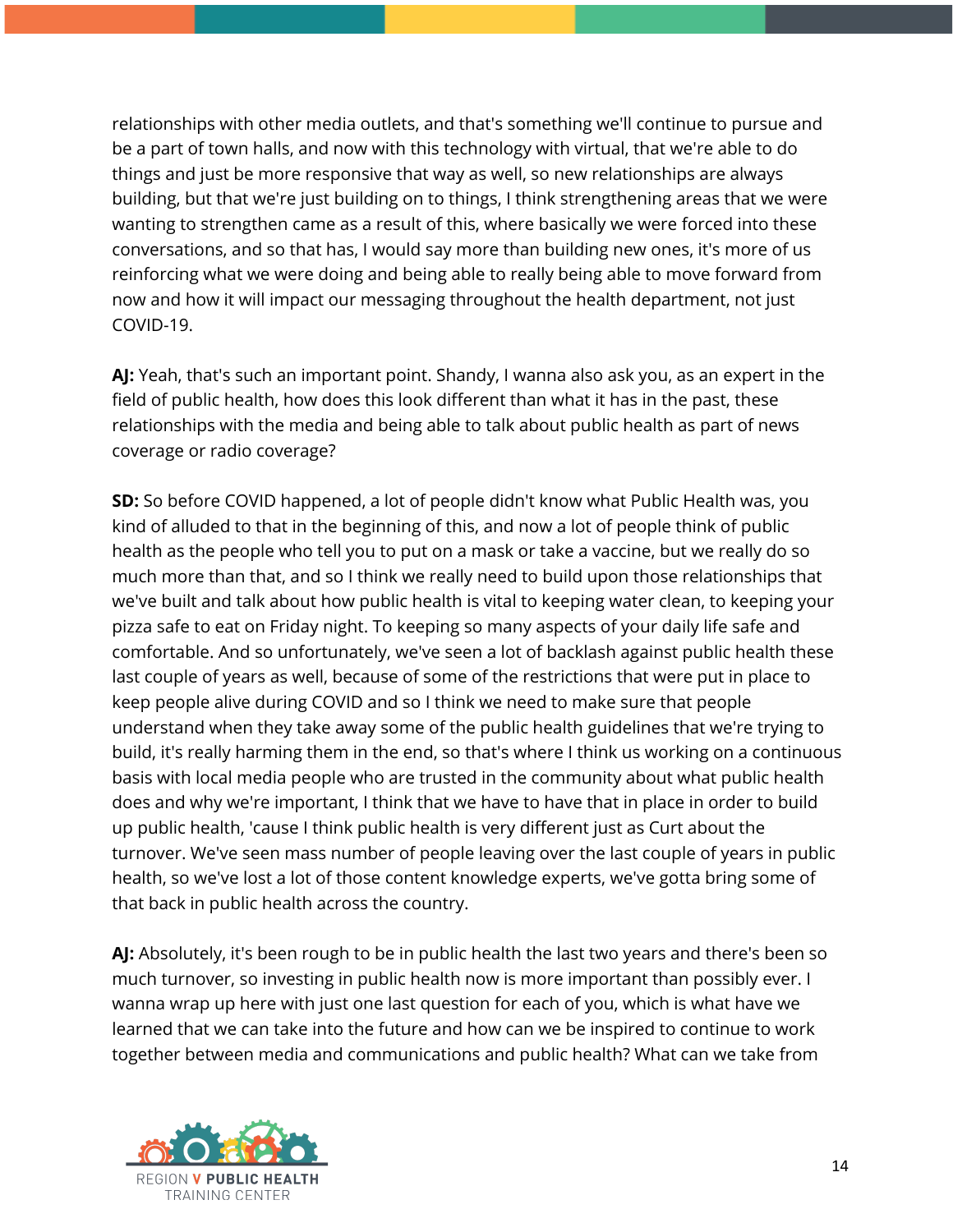relationships with other media outlets, and that's something we'll continue to pursue and be a part of town halls, and now with this technology with virtual, that we're able to do things and just be more responsive that way as well, so new relationships are always building, but that we're just building on to things, I think strengthening areas that we were wanting to strengthen came as a result of this, where basically we were forced into these conversations, and so that has, I would say more than building new ones, it's more of us reinforcing what we were doing and being able to really being able to move forward from now and how it will impact our messaging throughout the health department, not just COVID-19.

**AJ:** Yeah, that's such an important point. Shandy, I wanna also ask you, as an expert in the field of public health, how does this look different than what it has in the past, these relationships with the media and being able to talk about public health as part of news coverage or radio coverage?

**SD:** So before COVID happened, a lot of people didn't know what Public Health was, you kind of alluded to that in the beginning of this, and now a lot of people think of public health as the people who tell you to put on a mask or take a vaccine, but we really do so much more than that, and so I think we really need to build upon those relationships that we've built and talk about how public health is vital to keeping water clean, to keeping your pizza safe to eat on Friday night. To keeping so many aspects of your daily life safe and comfortable. And so unfortunately, we've seen a lot of backlash against public health these last couple of years as well, because of some of the restrictions that were put in place to keep people alive during COVID and so I think we need to make sure that people understand when they take away some of the public health guidelines that we're trying to build, it's really harming them in the end, so that's where I think us working on a continuous basis with local media people who are trusted in the community about what public health does and why we're important, I think that we have to have that in place in order to build up public health, 'cause I think public health is very different just as Curt about the turnover. We've seen mass number of people leaving over the last couple of years in public health, so we've lost a lot of those content knowledge experts, we've gotta bring some of that back in public health across the country.

**AJ:** Absolutely, it's been rough to be in public health the last two years and there's been so much turnover, so investing in public health now is more important than possibly ever. I wanna wrap up here with just one last question for each of you, which is what have we learned that we can take into the future and how can we be inspired to continue to work together between media and communications and public health? What can we take from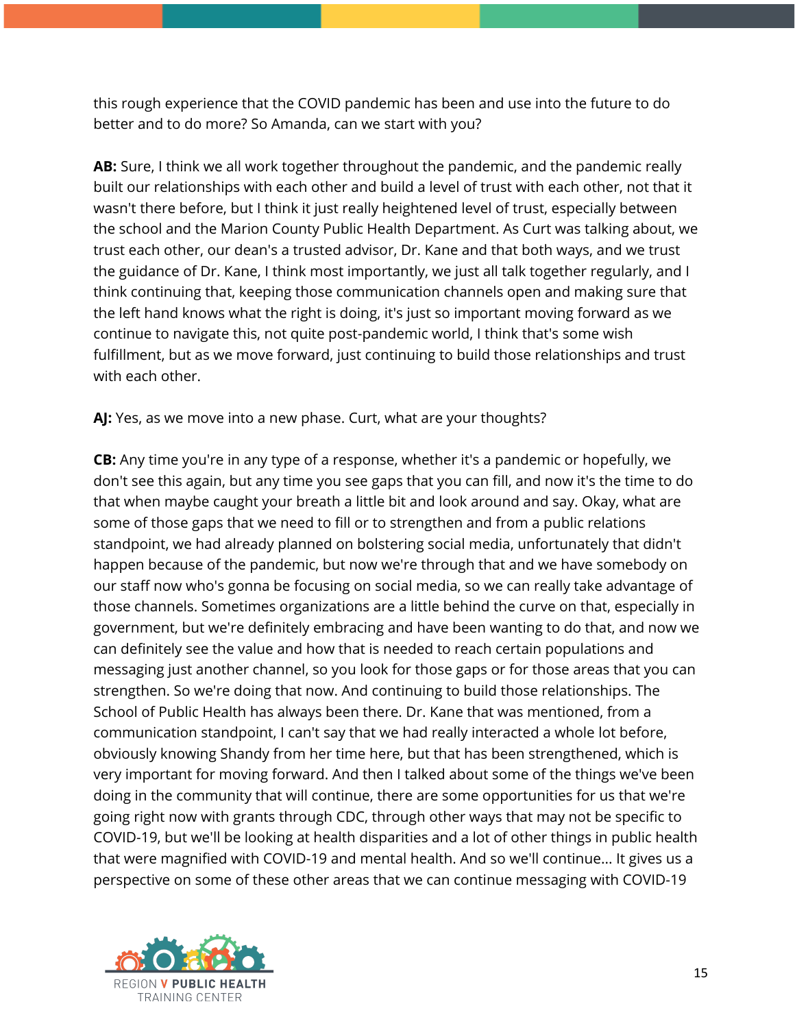this rough experience that the COVID pandemic has been and use into the future to do better and to do more? So Amanda, can we start with you?

**AB:** Sure, I think we all work together throughout the pandemic, and the pandemic really built our relationships with each other and build a level of trust with each other, not that it wasn't there before, but I think it just really heightened level of trust, especially between the school and the Marion County Public Health Department. As Curt was talking about, we trust each other, our dean's a trusted advisor, Dr. Kane and that both ways, and we trust the guidance of Dr. Kane, I think most importantly, we just all talk together regularly, and I think continuing that, keeping those communication channels open and making sure that the left hand knows what the right is doing, it's just so important moving forward as we continue to navigate this, not quite post-pandemic world, I think that's some wish fulfillment, but as we move forward, just continuing to build those relationships and trust with each other.

**AJ:** Yes, as we move into a new phase. Curt, what are your thoughts?

**CB:** Any time you're in any type of a response, whether it's a pandemic or hopefully, we don't see this again, but any time you see gaps that you can fill, and now it's the time to do that when maybe caught your breath a little bit and look around and say. Okay, what are some of those gaps that we need to fill or to strengthen and from a public relations standpoint, we had already planned on bolstering social media, unfortunately that didn't happen because of the pandemic, but now we're through that and we have somebody on our staff now who's gonna be focusing on social media, so we can really take advantage of those channels. Sometimes organizations are a little behind the curve on that, especially in government, but we're definitely embracing and have been wanting to do that, and now we can definitely see the value and how that is needed to reach certain populations and messaging just another channel, so you look for those gaps or for those areas that you can strengthen. So we're doing that now. And continuing to build those relationships. The School of Public Health has always been there. Dr. Kane that was mentioned, from a communication standpoint, I can't say that we had really interacted a whole lot before, obviously knowing Shandy from her time here, but that has been strengthened, which is very important for moving forward. And then I talked about some of the things we've been doing in the community that will continue, there are some opportunities for us that we're going right now with grants through CDC, through other ways that may not be specific to COVID-19, but we'll be looking at health disparities and a lot of other things in public health that were magnified with COVID-19 and mental health. And so we'll continue... It gives us a perspective on some of these other areas that we can continue messaging with COVID-19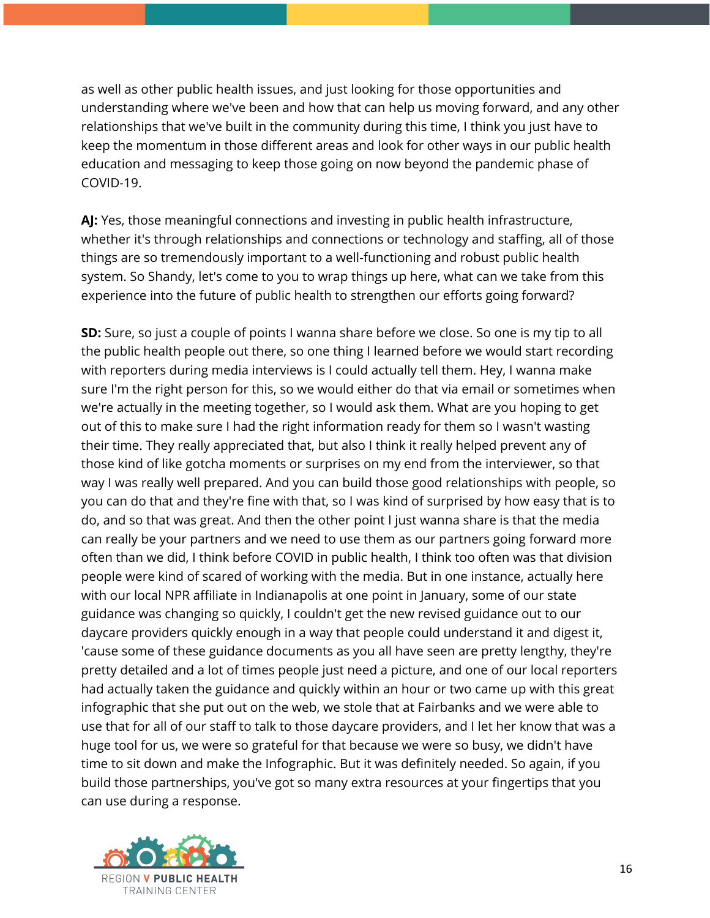as well as other public health issues, and just looking for those opportunities and understanding where we've been and how that can help us moving forward, and any other relationships that we've built in the community during this time, I think you just have to keep the momentum in those different areas and look for other ways in our public health education and messaging to keep those going on now beyond the pandemic phase of COVID-19.

**AJ:** Yes, those meaningful connections and investing in public health infrastructure, whether it's through relationships and connections or technology and staffing, all of those things are so tremendously important to a well-functioning and robust public health system. So Shandy, let's come to you to wrap things up here, what can we take from this experience into the future of public health to strengthen our efforts going forward?

**SD:** Sure, so just a couple of points I wanna share before we close. So one is my tip to all the public health people out there, so one thing I learned before we would start recording with reporters during media interviews is I could actually tell them. Hey, I wanna make sure I'm the right person for this, so we would either do that via email or sometimes when we're actually in the meeting together, so I would ask them. What are you hoping to get out of this to make sure I had the right information ready for them so I wasn't wasting their time. They really appreciated that, but also I think it really helped prevent any of those kind of like gotcha moments or surprises on my end from the interviewer, so that way I was really well prepared. And you can build those good relationships with people, so you can do that and they're fine with that, so I was kind of surprised by how easy that is to do, and so that was great. And then the other point I just wanna share is that the media can really be your partners and we need to use them as our partners going forward more often than we did, I think before COVID in public health, I think too often was that division people were kind of scared of working with the media. But in one instance, actually here with our local NPR affiliate in Indianapolis at one point in January, some of our state guidance was changing so quickly, I couldn't get the new revised guidance out to our daycare providers quickly enough in a way that people could understand it and digest it, 'cause some of these guidance documents as you all have seen are pretty lengthy, they're pretty detailed and a lot of times people just need a picture, and one of our local reporters had actually taken the guidance and quickly within an hour or two came up with this great infographic that she put out on the web, we stole that at Fairbanks and we were able to use that for all of our staff to talk to those daycare providers, and I let her know that was a huge tool for us, we were so grateful for that because we were so busy, we didn't have time to sit down and make the Infographic. But it was definitely needed. So again, if you build those partnerships, you've got so many extra resources at your fingertips that you can use during a response.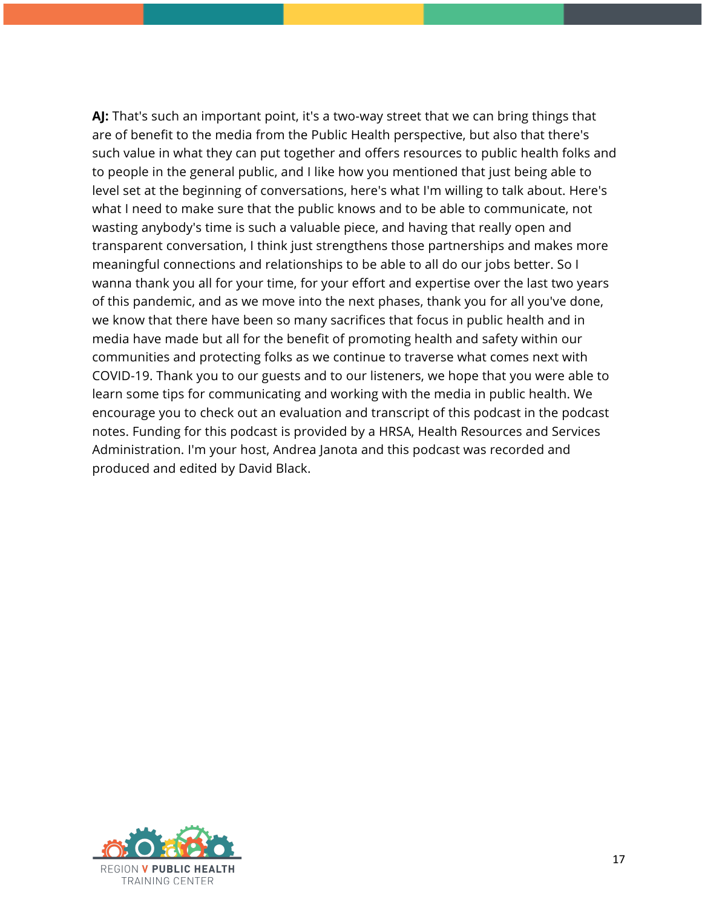**AJ:** That's such an important point, it's a two-way street that we can bring things that are of benefit to the media from the Public Health perspective, but also that there's such value in what they can put together and offers resources to public health folks and to people in the general public, and I like how you mentioned that just being able to level set at the beginning of conversations, here's what I'm willing to talk about. Here's what I need to make sure that the public knows and to be able to communicate, not wasting anybody's time is such a valuable piece, and having that really open and transparent conversation, I think just strengthens those partnerships and makes more meaningful connections and relationships to be able to all do our jobs better. So I wanna thank you all for your time, for your effort and expertise over the last two years of this pandemic, and as we move into the next phases, thank you for all you've done, we know that there have been so many sacrifices that focus in public health and in media have made but all for the benefit of promoting health and safety within our communities and protecting folks as we continue to traverse what comes next with COVID-19. Thank you to our guests and to our listeners, we hope that you were able to learn some tips for communicating and working with the media in public health. We encourage you to check out an evaluation and transcript of this podcast in the podcast notes. Funding for this podcast is provided by a HRSA, Health Resources and Services Administration. I'm your host, Andrea Janota and this podcast was recorded and produced and edited by David Black.